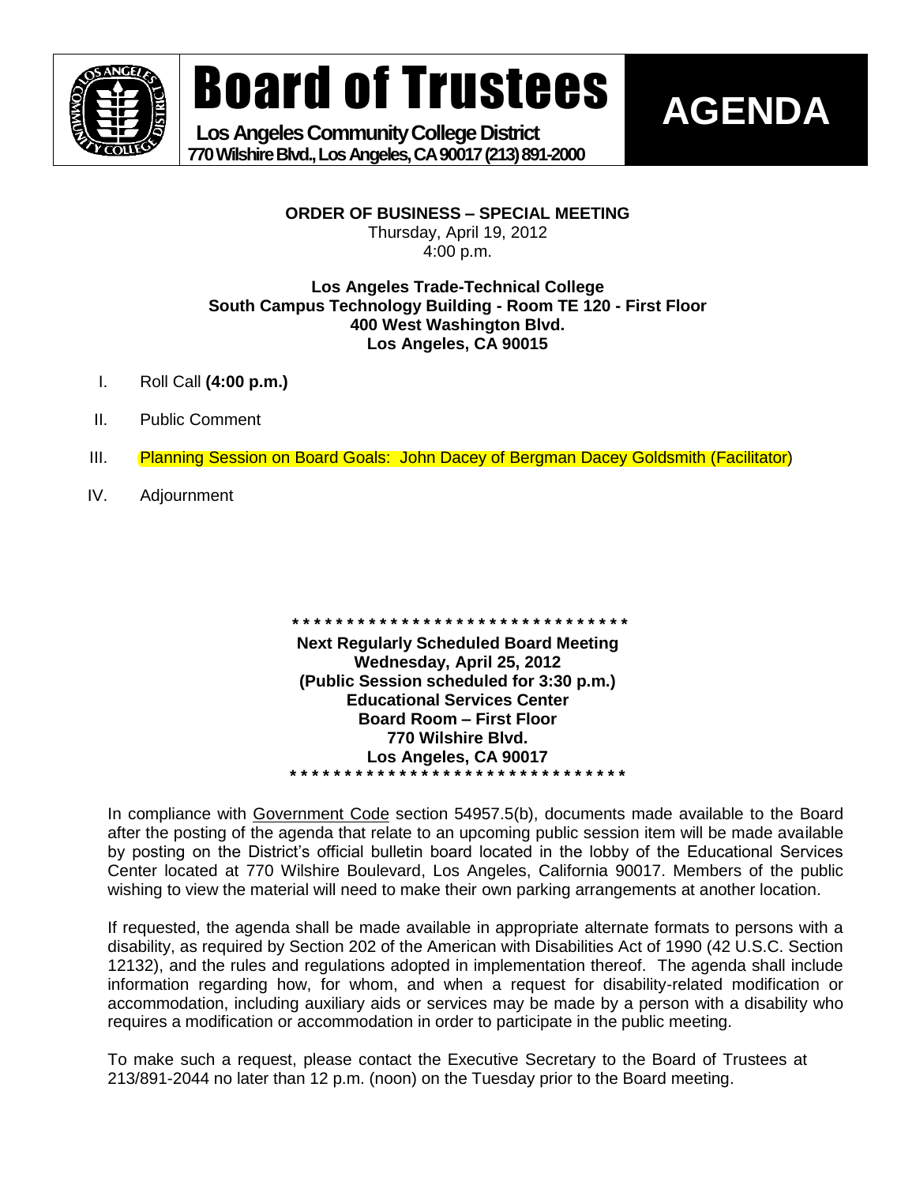# Board of Trustees

**Los Angeles Community College District**
**770 Wilshire Blvd., Los Angeles, CA 90017 (213) 891-2000**

# AGENDA

**ORDER OF BUSINESS – SPECIAL MEETING**
Thursday, April 19, 2012
4:00 p.m.

**Los Angeles Trade-Technical College**
**South Campus Technology Building - Room TE 120 - First Floor**
**400 West Washington Blvd.**
**Los Angeles, CA 90015**

I. Roll Call **(4:00 p.m.)**

II. Public Comment

III. Planning Session on Board Goals: John Dacey of Bergman Dacey Goldsmith (Facilitator)

IV. Adjournment

* * * * * * * * * * * * * * * * * * * * * * * * * * * * * * * *

**Next Regularly Scheduled Board Meeting**
**Wednesday, April 25, 2012**
**(Public Session scheduled for 3:30 p.m.)**
**Educational Services Center**
**Board Room – First Floor**
**770 Wilshire Blvd.**
**Los Angeles, CA 90017**

* * * * * * * * * * * * * * * * * * * * * * * * * * * * * * * *

In compliance with Government Code section 54957.5(b), documents made available to the Board after the posting of the agenda that relate to an upcoming public session item will be made available by posting on the District's official bulletin board located in the lobby of the Educational Services Center located at 770 Wilshire Boulevard, Los Angeles, California 90017. Members of the public wishing to view the material will need to make their own parking arrangements at another location.

If requested, the agenda shall be made available in appropriate alternate formats to persons with a disability, as required by Section 202 of the American with Disabilities Act of 1990 (42 U.S.C. Section 12132), and the rules and regulations adopted in implementation thereof. The agenda shall include information regarding how, for whom, and when a request for disability-related modification or accommodation, including auxiliary aids or services may be made by a person with a disability who requires a modification or accommodation in order to participate in the public meeting.

To make such a request, please contact the Executive Secretary to the Board of Trustees at 213/891-2044 no later than 12 p.m. (noon) on the Tuesday prior to the Board meeting.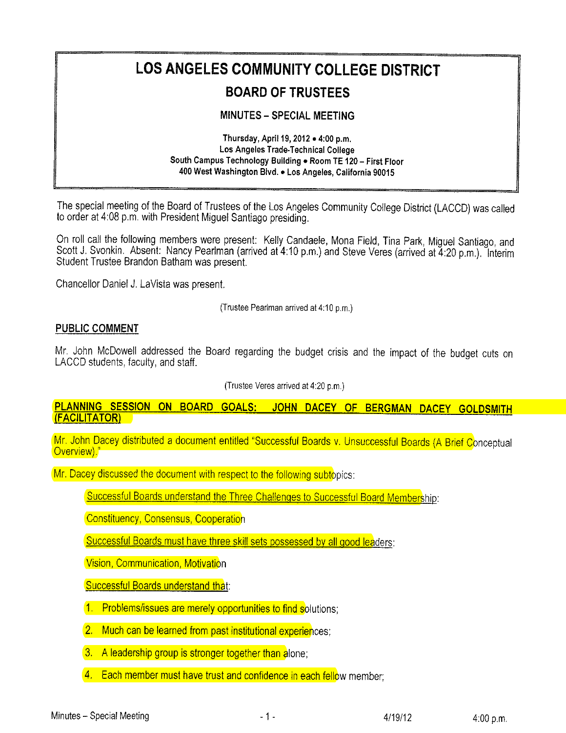# LOS ANGELES COMMUNITY COLLEGE DISTRICT

## BOARD OF TRUSTEES

### MINUTES – SPECIAL MEETING

**Thursday, April 19, 2012 • 4:00 p.m.**
**Los Angeles Trade-Technical College**
**South Campus Technology Building • Room TE 120 – First Floor**
**400 West Washington Blvd. • Los Angeles, California 90015**

The special meeting of the Board of Trustees of the Los Angeles Community College District (LACCD) was called to order at 4:08 p.m. with President Miguel Santiago presiding.

On roll call the following members were present: Kelly Candaele, Mona Field, Tina Park, Miguel Santiago, and Scott J. Svonkin. Absent: Nancy Pearlman (arrived at 4:10 p.m.) and Steve Veres (arrived at 4:20 p.m.). Interim Student Trustee Brandon Batham was present.

Chancellor Daniel J. LaVista was present.

(Trustee Pearlman arrived at 4:10 p.m.)

**PUBLIC COMMENT**

Mr. John McDowell addressed the Board regarding the budget crisis and the impact of the budget cuts on LACCD students, faculty, and staff.

(Trustee Veres arrived at 4:20 p.m.)

**PLANNING SESSION ON BOARD GOALS: JOHN DACEY OF BERGMAN DACEY GOLDSMITH (FACILITATOR)**

Mr. John Dacey distributed a document entitled "Successful Boards v. Unsuccessful Boards (A Brief Conceptual Overview)."

Mr. Dacey discussed the document with respect to the following subtopics:

Successful Boards understand the Three Challenges to Successful Board Membership:

Constituency, Consensus, Cooperation

Successful Boards must have three skill sets possessed by all good leaders:

Vision, Communication, Motivation

Successful Boards understand that:

1. Problems/issues are merely opportunities to find solutions;
2. Much can be learned from past institutional experiences;
3. A leadership group is stronger together than alone;
4. Each member must have trust and confidence in each fellow member;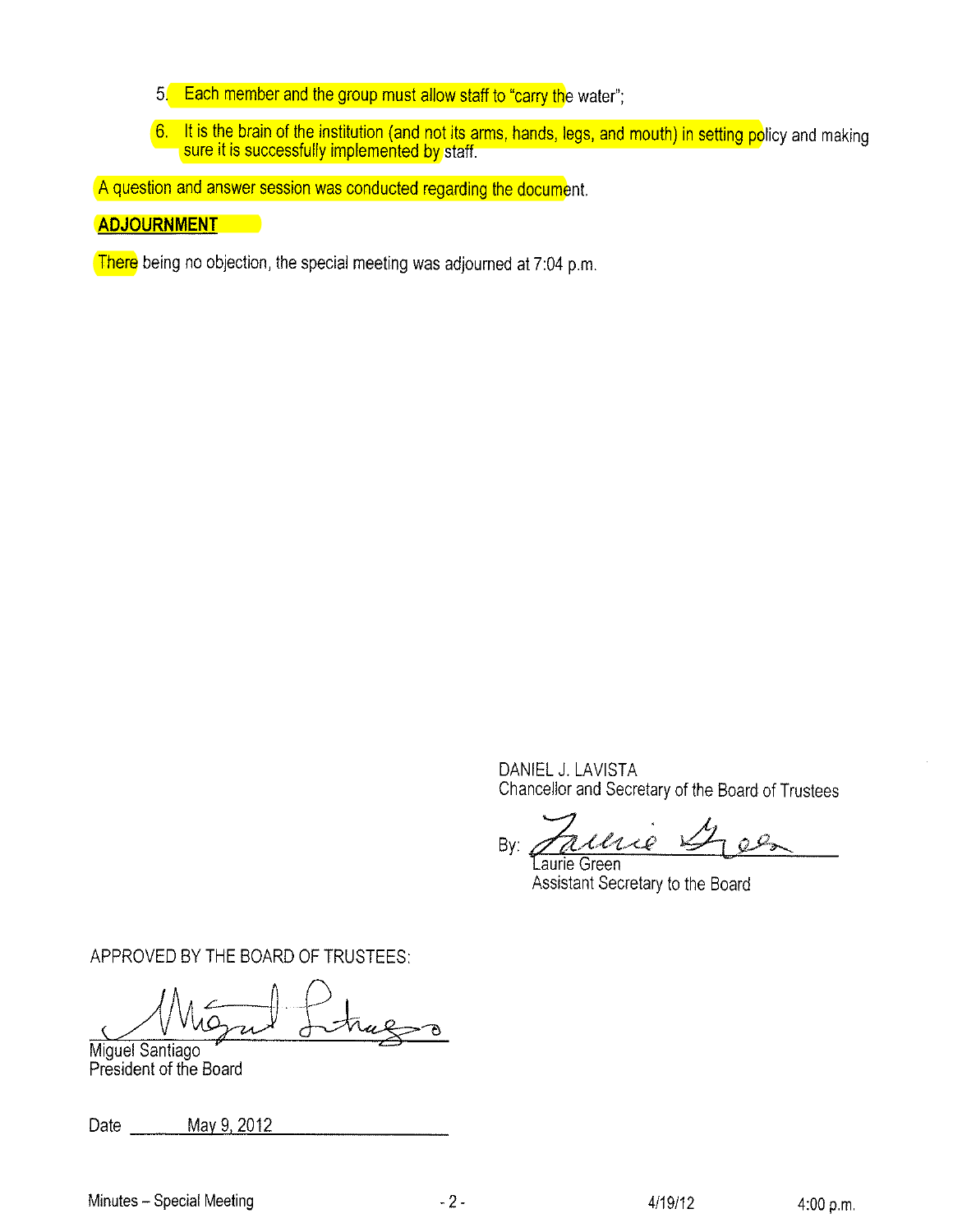5. Each member and the group must allow staff to "carry the water";

6. It is the brain of the institution (and not its arms, hands, legs, and mouth) in setting policy and making sure it is successfully implemented by staff.

A question and answer session was conducted regarding the document.

**ADJOURNMENT**

There being no objection, the special meeting was adjourned at 7:04 p.m.

DANIEL J. LAVISTA
Chancellor and Secretary of the Board of Trustees

By: Laurie Green
Laurie Green
Assistant Secretary to the Board

APPROVED BY THE BOARD OF TRUSTEES:

Miguel Santiago
Miguel Santiago
President of the Board

Date May 9, 2012

Minutes – Special Meeting 4/19/12 4:00 p.m.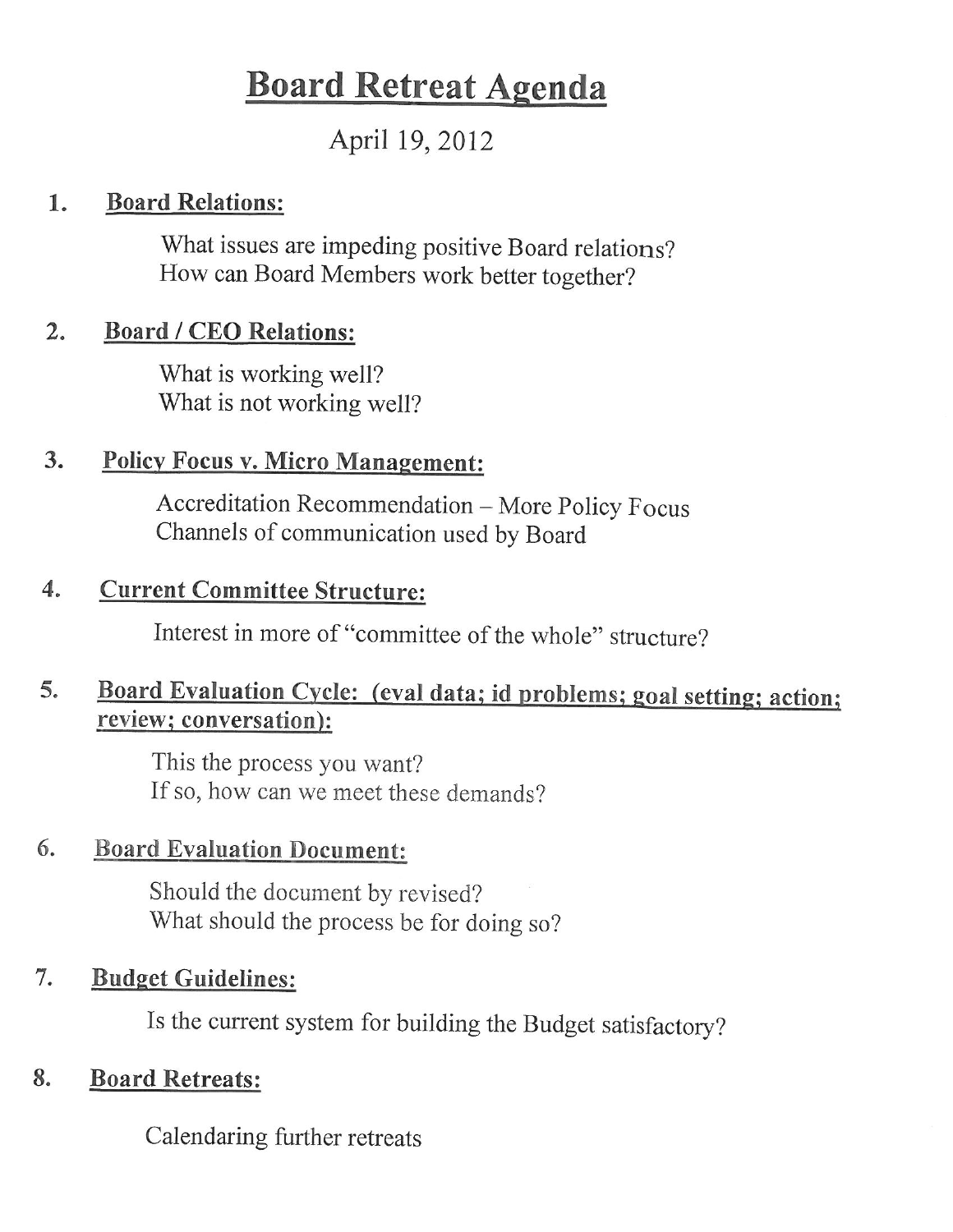# Board Retreat Agenda

April 19, 2012

1. **Board Relations:**

   What issues are impeding positive Board relations?
   How can Board Members work better together?

2. **Board / CEO Relations:**

   What is working well?
   What is not working well?

3. **Policy Focus v. Micro Management:**

   Accreditation Recommendation – More Policy Focus
   Channels of communication used by Board

4. **Current Committee Structure:**

   Interest in more of "committee of the whole" structure?

5. **Board Evaluation Cycle: (eval data; id problems; goal setting; action; review; conversation):**

   This the process you want?
   If so, how can we meet these demands?

6. **Board Evaluation Document:**

   Should the document by revised?
   What should the process be for doing so?

7. **Budget Guidelines:**

   Is the current system for building the Budget satisfactory?

8. **Board Retreats:**

   Calendaring further retreats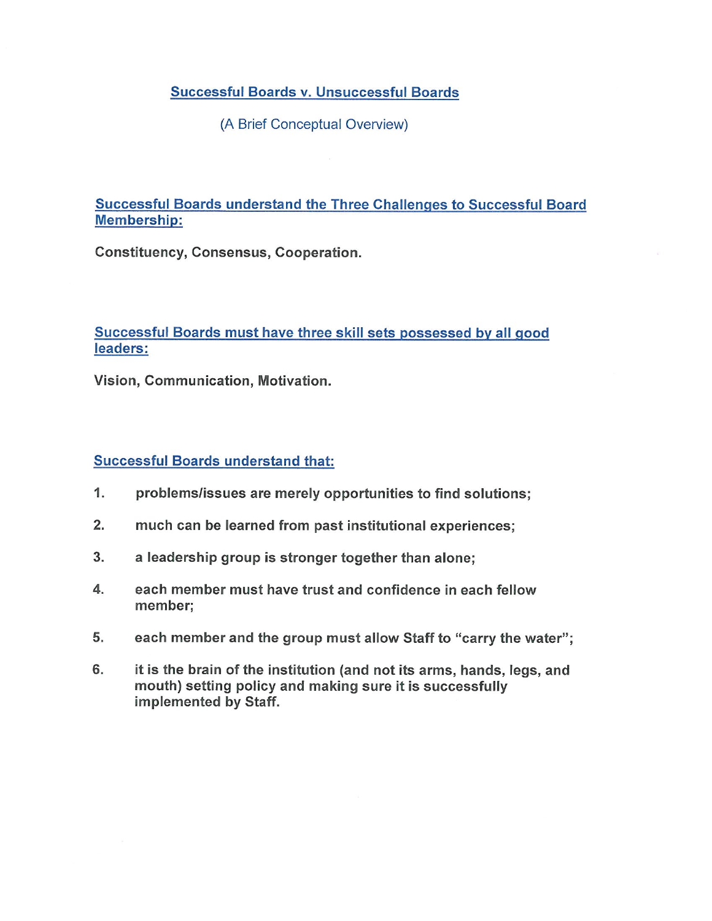## Successful Boards v. Unsuccessful Boards

(A Brief Conceptual Overview)

### Successful Boards understand the Three Challenges to Successful Board Membership:

**Constituency, Consensus, Cooperation.**

### Successful Boards must have three skill sets possessed by all good leaders:

**Vision, Communication, Motivation.**

### Successful Boards understand that:

1. **problems/issues are merely opportunities to find solutions;**
2. **much can be learned from past institutional experiences;**
3. **a leadership group is stronger together than alone;**
4. **each member must have trust and confidence in each fellow member;**
5. **each member and the group must allow Staff to "carry the water";**
6. **it is the brain of the institution (and not its arms, hands, legs, and mouth) setting policy and making sure it is successfully implemented by Staff.**